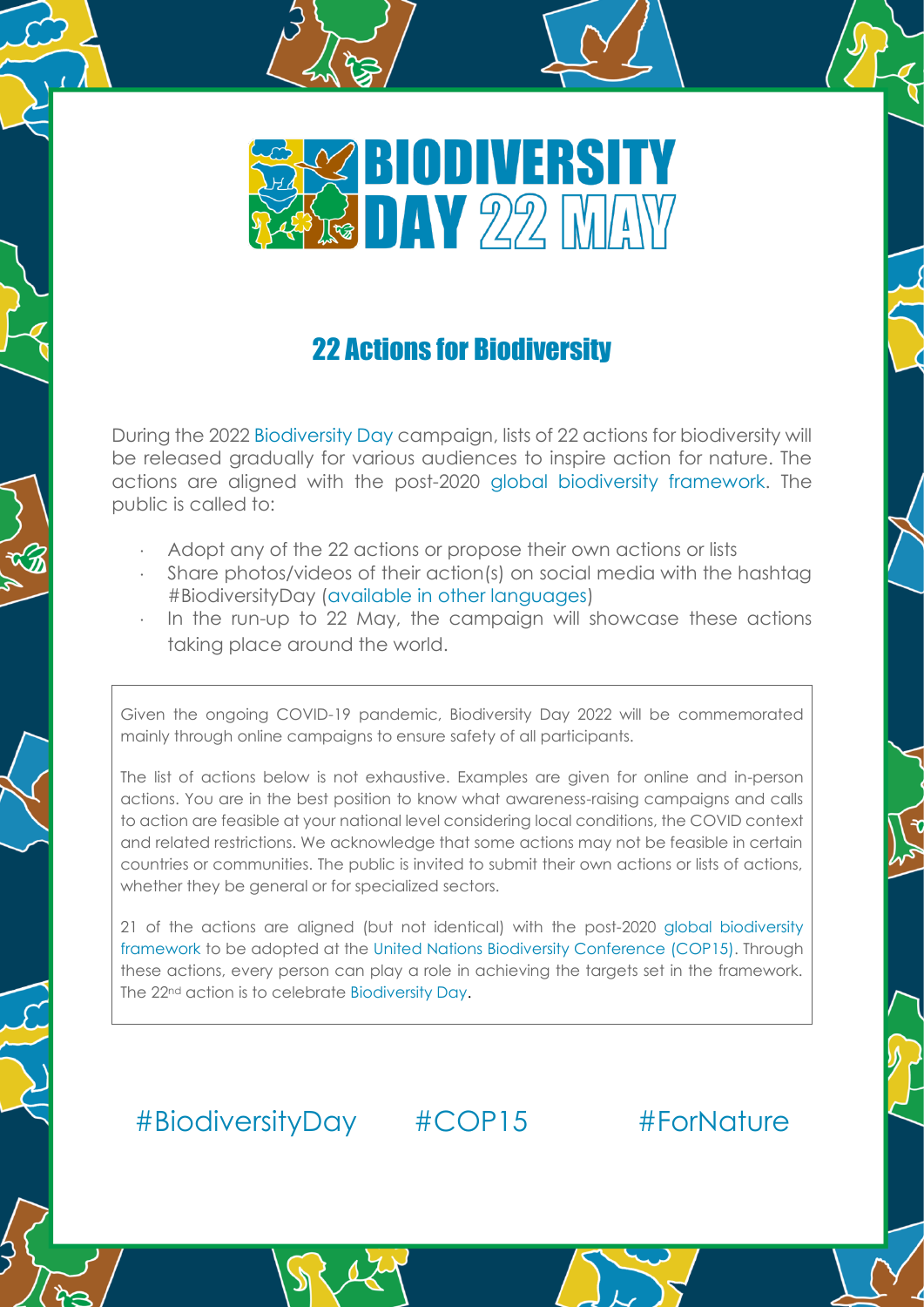# BIODIVERSITY DAY 22 MAY

## 22 Actions for Biodiversity

During the 2022 Biodiversity Day campaign, lists of 22 actions for biodiversity will be released gradually for various audiences to inspire action for nature. The actions are aligned with the post-2020 global biodiversity framework. The public is called to:

- Adopt any of the 22 actions or propose their own actions or lists
- Share photos/videos of their action(s) on social media with the hashtag #BiodiversityDay (available in other languages)
- In the run-up to 22 May, the campaign will showcase these actions taking place around the world.

Given the ongoing COVID-19 pandemic, Biodiversity Day 2022 will be commemorated mainly through online campaigns to ensure safety of all participants.

The list of actions below is not exhaustive. Examples are given for online and in-person actions. You are in the best position to know what awareness-raising campaigns and calls to action are feasible at your national level considering local conditions, the COVID context and related restrictions. We acknowledge that some actions may not be feasible in certain countries or communities. The public is invited to submit their own actions or lists of actions, whether they be general or for specialized sectors.

21 of the actions are aligned (but not identical) with the post-2020 global biodiversity framework to be adopted at the United Nations Biodiversity Conference (COP15). Through these actions, every person can play a role in achieving the targets set in the framework. The 22nd action is to celebrate Biodiversity Day.

#BiodiversityDay #COP15 #ForNature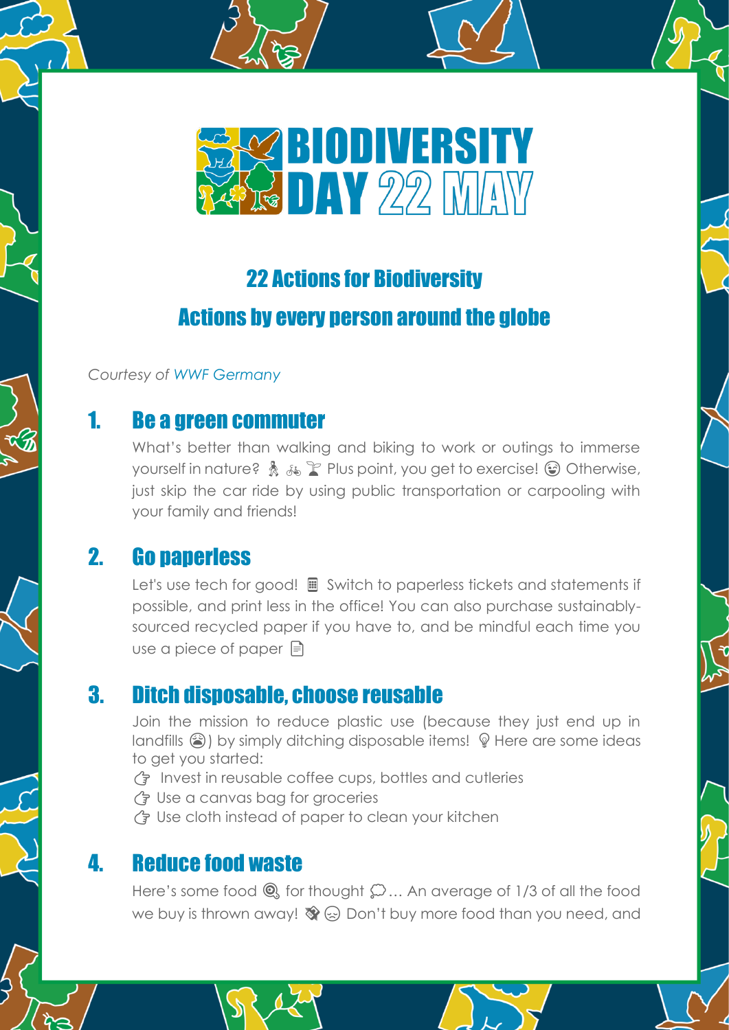# BIODIVERSITY DAY 22 MAY

## 22 Actions for Biodiversity

## Actions by every person around the globe

*Courtesy of WWF Germany*

### 1. Be a green commuter

What's better than walking and biking to work or outings to immerse yourself in nature? 🚶 🚲 🌱 Plus point, you get to exercise! 😀 Otherwise, just skip the car ride by using public transportation or carpooling with your family and friends!

### 2. Go paperless

Let's use tech for good! 📱 Switch to paperless tickets and statements if possible, and print less in the office! You can also purchase sustainably-sourced recycled paper if you have to, and be mindful each time you use a piece of paper 📄

### 3. Ditch disposable, choose reusable

Join the mission to reduce plastic use (because they just end up in landfills 😩) by simply ditching disposable items! 💡 Here are some ideas to get you started:

- 👉 Invest in reusable coffee cups, bottles and cutleries
- 👉 Use a canvas bag for groceries
- 👉 Use cloth instead of paper to clean your kitchen

### 4. Reduce food waste

Here's some food 🔍 for thought 💭... An average of 1/3 of all the food we buy is thrown away! 🚯 😞 Don't buy more food than you need, and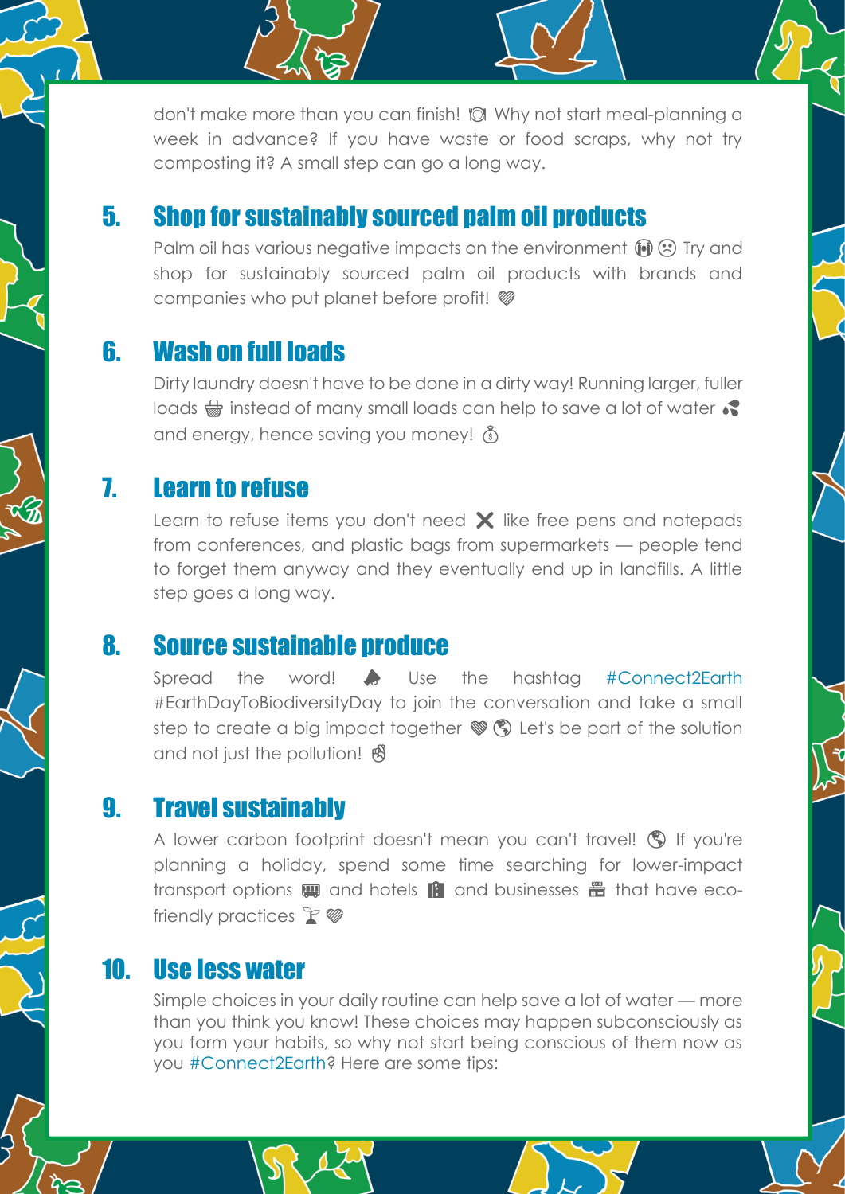don't make more than you can finish! 🍽 Why not start meal-planning a week in advance? If you have waste or food scraps, why not try composting it? A small step can go a long way.

## 5. Shop for sustainably sourced palm oil products

Palm oil has various negative impacts on the environment 😱 ☹ Try and shop for sustainably sourced palm oil products with brands and companies who put planet before profit! 💚

## 6. Wash on full loads

Dirty laundry doesn't have to be done in a dirty way! Running larger, fuller loads 🧺 instead of many small loads can help to save a lot of water 💦 and energy, hence saving you money! 💰

## 7. Learn to refuse

Learn to refuse items you don't need ❌ like free pens and notepads from conferences, and plastic bags from supermarkets — people tend to forget them anyway and they eventually end up in landfills. A little step goes a long way.

## 8. Source sustainable produce

Spread the word! 📣 Use the hashtag #Connect2Earth #EarthDayToBiodiversityDay to join the conversation and take a small step to create a big impact together 💚 🌎 Let's be part of the solution and not just the pollution! ✌

## 9. Travel sustainably

A lower carbon footprint doesn't mean you can't travel! 🌎 If you're planning a holiday, spend some time searching for lower-impact transport options 🚌 and hotels 🏨 and businesses 🏪 that have eco-friendly practices 🌱 💚

## 10. Use less water

Simple choices in your daily routine can help save a lot of water — more than you think you know! These choices may happen subconsciously as you form your habits, so why not start being conscious of them now as you #Connect2Earth? Here are some tips: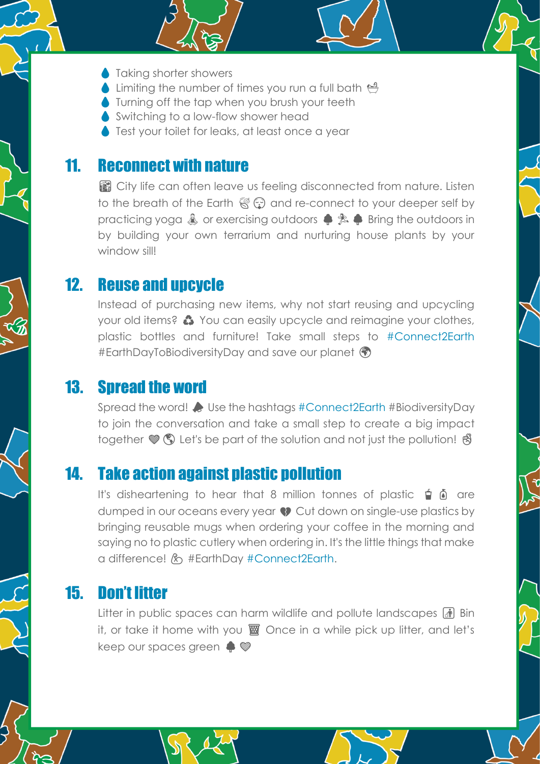- Taking shorter showers
- Limiting the number of times you run a full bath 🛀
- Turning off the tap when you brush your teeth
- Switching to a low-flow shower head
- Test your toilet for leaks, at least once a year

## 11. Reconnect with nature

🏙 City life can often leave us feeling disconnected from nature. Listen to the breath of the Earth 🍃 😌 and re-connect to your deeper self by practicing yoga 🧘 or exercising outdoors 🌳 🏃 🌳 Bring the outdoors in by building your own terrarium and nurturing house plants by your window sill!

## 12. Reuse and upcycle

Instead of purchasing new items, why not start reusing and upcycling your old items? ♻ You can easily upcycle and reimagine your clothes, plastic bottles and furniture! Take small steps to #Connect2Earth #EarthDayToBiodiversityDay and save our planet 🌍

## 13. Spread the word

Spread the word! 📣 Use the hashtags #Connect2Earth #BiodiversityDay to join the conversation and take a small step to create a big impact together 💚 🌎 Let's be part of the solution and not just the pollution! ✌

## 14. Take action against plastic pollution

It's disheartening to hear that 8 million tonnes of plastic 🥤 🧴 are dumped in our oceans every year 💔 Cut down on single-use plastics by bringing reusable mugs when ordering your coffee in the morning and saying no to plastic cutlery when ordering in. It's the little things that make a difference! 🦓 #EarthDay #Connect2Earth.

## 15. Don't litter

Litter in public spaces can harm wildlife and pollute landscapes 🚮 Bin it, or take it home with you 🗑 Once in a while pick up litter, and let's keep our spaces green 🌳 💚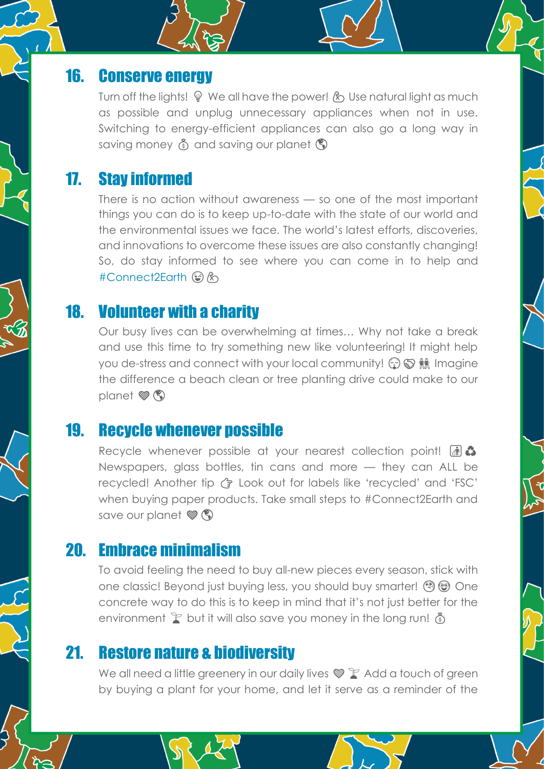## 16. Conserve energy

Turn off the lights! 💡 We all have the power! 💪 Use natural light as much as possible and unplug unnecessary appliances when not in use. Switching to energy-efficient appliances can also go a long way in saving money 💰 and saving our planet 🌎

## 17. Stay informed

There is no action without awareness — so one of the most important things you can do is to keep up-to-date with the state of our world and the environmental issues we face. The world's latest efforts, discoveries, and innovations to overcome these issues are also constantly changing! So, do stay informed to see where you can come in to help and #Connect2Earth 😉 💪

## 18. Volunteer with a charity

Our busy lives can be overwhelming at times… Why not take a break and use this time to try something new like volunteering! It might help you de-stress and connect with your local community! 😌 🤝 👫 Imagine the difference a beach clean or tree planting drive could make to our planet 💚 🌎

## 19. Recycle whenever possible

Recycle whenever possible at your nearest collection point! 🚮 ♻️ Newspapers, glass bottles, tin cans and more — they can ALL be recycled! Another tip 👉 Look out for labels like 'recycled' and 'FSC' when buying paper products. Take small steps to #Connect2Earth and save our planet 💚 🌎

## 20. Embrace minimalism

To avoid feeling the need to buy all-new pieces every season, stick with one classic! Beyond just buying less, you should buy smarter! 🤓 😎 One concrete way to do this is to keep in mind that it's not just better for the environment 🌱 but it will also save you money in the long run! 💰

## 21. Restore nature & biodiversity

We all need a little greenery in our daily lives 💚 🌱 Add a touch of green by buying a plant for your home, and let it serve as a reminder of the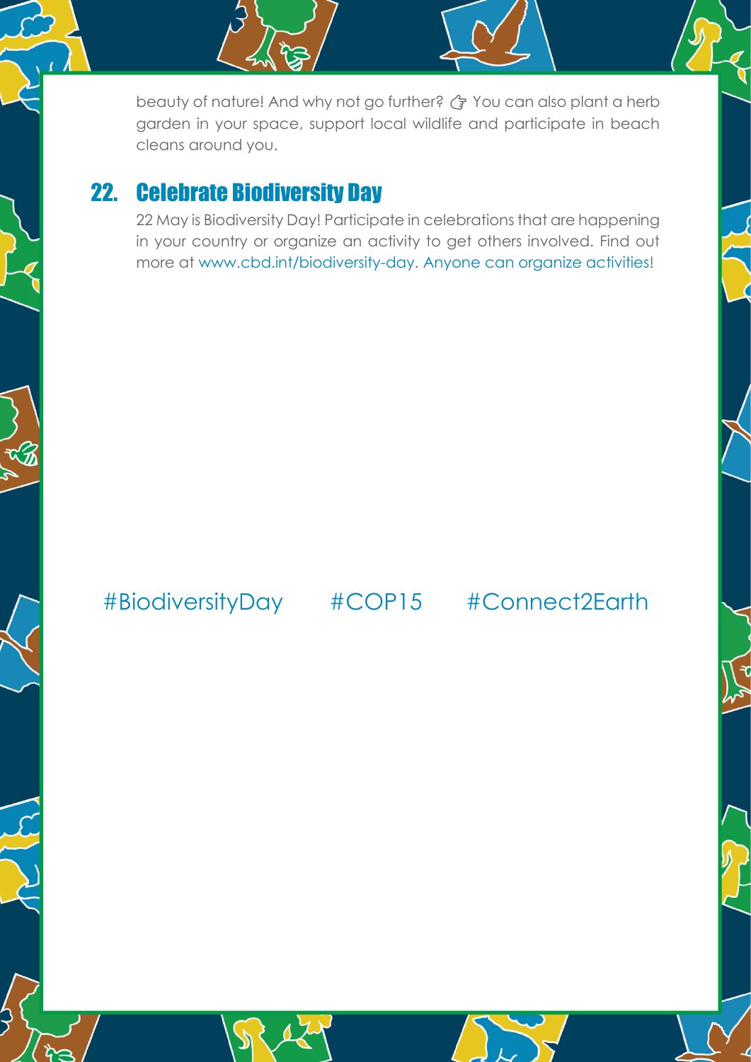beauty of nature! And why not go further? 👉 You can also plant a herb garden in your space, support local wildlife and participate in beach cleans around you.

## 22. Celebrate Biodiversity Day

22 May is Biodiversity Day! Participate in celebrations that are happening in your country or organize an activity to get others involved. Find out more at www.cbd.int/biodiversity-day. Anyone can organize activities!

#BiodiversityDay #COP15 #Connect2Earth